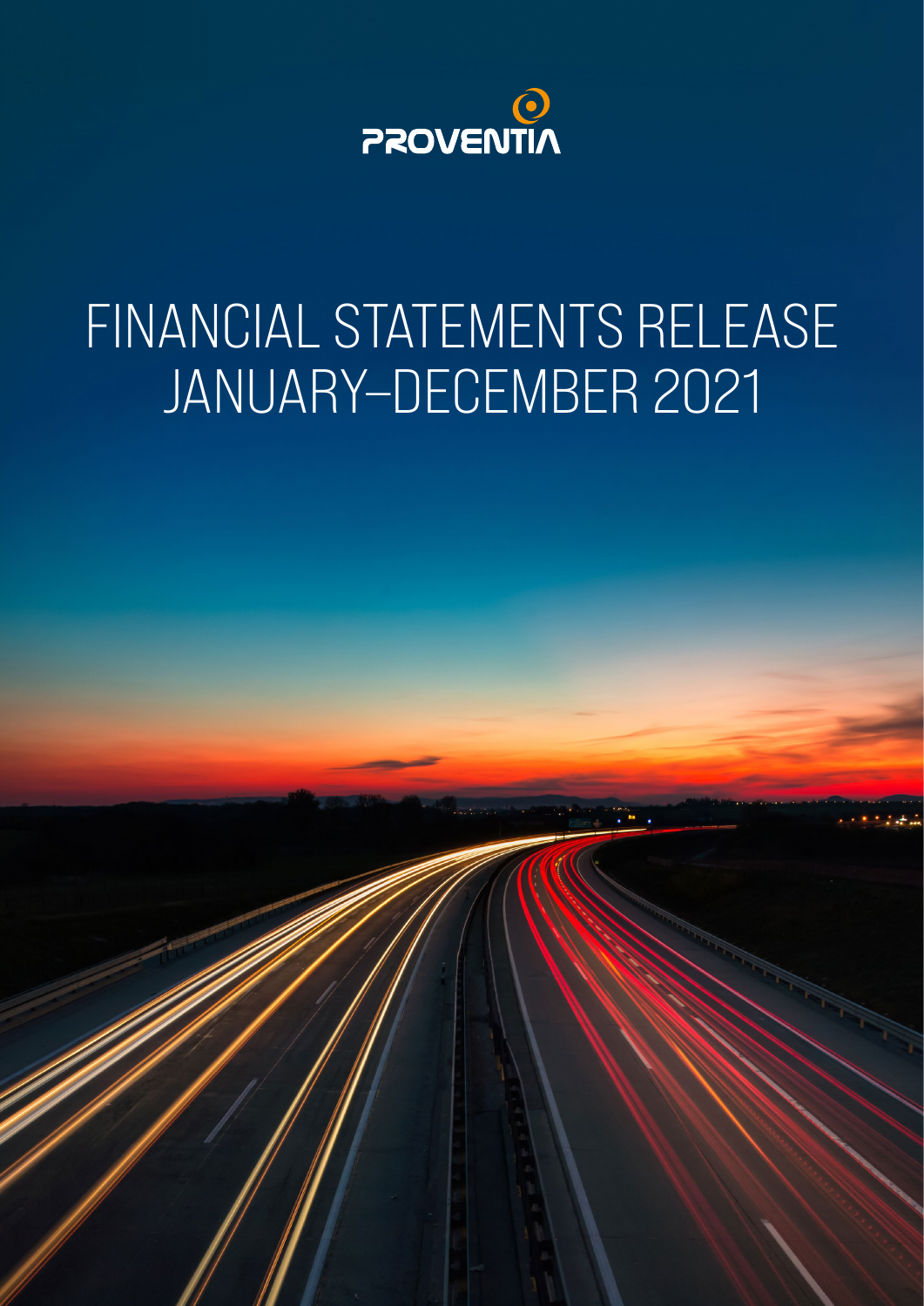PROVENTIA

# FINANCIAL STATEMENTS RELEASE JANUARY–DECEMBER 2021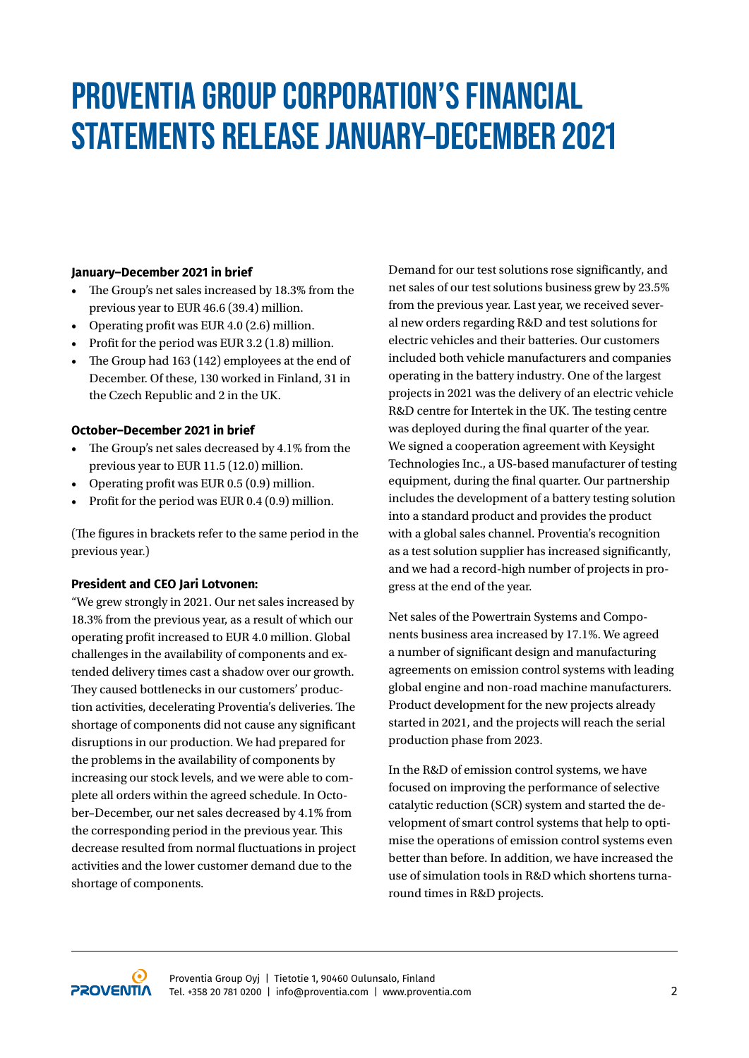# PROVENTIA GROUP CORPORATION'S FINANCIAL STATEMENTS RELEASE JANUARY–DECEMBER 2021

**January–December 2021 in brief**

- The Group's net sales increased by 18.3% from the previous year to EUR 46.6 (39.4) million.
- Operating profit was EUR 4.0 (2.6) million.
- Profit for the period was EUR 3.2 (1.8) million.
- The Group had 163 (142) employees at the end of December. Of these, 130 worked in Finland, 31 in the Czech Republic and 2 in the UK.

**October–December 2021 in brief**

- The Group's net sales decreased by 4.1% from the previous year to EUR 11.5 (12.0) million.
- Operating profit was EUR 0.5 (0.9) million.
- Profit for the period was EUR 0.4 (0.9) million.

(The figures in brackets refer to the same period in the previous year.)

**President and CEO Jari Lotvonen:**

"We grew strongly in 2021. Our net sales increased by 18.3% from the previous year, as a result of which our operating profit increased to EUR 4.0 million. Global challenges in the availability of components and extended delivery times cast a shadow over our growth. They caused bottlenecks in our customers' production activities, decelerating Proventia's deliveries. The shortage of components did not cause any significant disruptions in our production. We had prepared for the problems in the availability of components by increasing our stock levels, and we were able to complete all orders within the agreed schedule. In October–December, our net sales decreased by 4.1% from the corresponding period in the previous year. This decrease resulted from normal fluctuations in project activities and the lower customer demand due to the shortage of components.

Demand for our test solutions rose significantly, and net sales of our test solutions business grew by 23.5% from the previous year. Last year, we received several new orders regarding R&D and test solutions for electric vehicles and their batteries. Our customers included both vehicle manufacturers and companies operating in the battery industry. One of the largest projects in 2021 was the delivery of an electric vehicle R&D centre for Intertek in the UK. The testing centre was deployed during the final quarter of the year. We signed a cooperation agreement with Keysight Technologies Inc., a US-based manufacturer of testing equipment, during the final quarter. Our partnership includes the development of a battery testing solution into a standard product and provides the product with a global sales channel. Proventia's recognition as a test solution supplier has increased significantly, and we had a record-high number of projects in progress at the end of the year.

Net sales of the Powertrain Systems and Components business area increased by 17.1%. We agreed a number of significant design and manufacturing agreements on emission control systems with leading global engine and non-road machine manufacturers. Product development for the new projects already started in 2021, and the projects will reach the serial production phase from 2023.

In the R&D of emission control systems, we have focused on improving the performance of selective catalytic reduction (SCR) system and started the development of smart control systems that help to optimise the operations of emission control systems even better than before. In addition, we have increased the use of simulation tools in R&D which shortens turnaround times in R&D projects.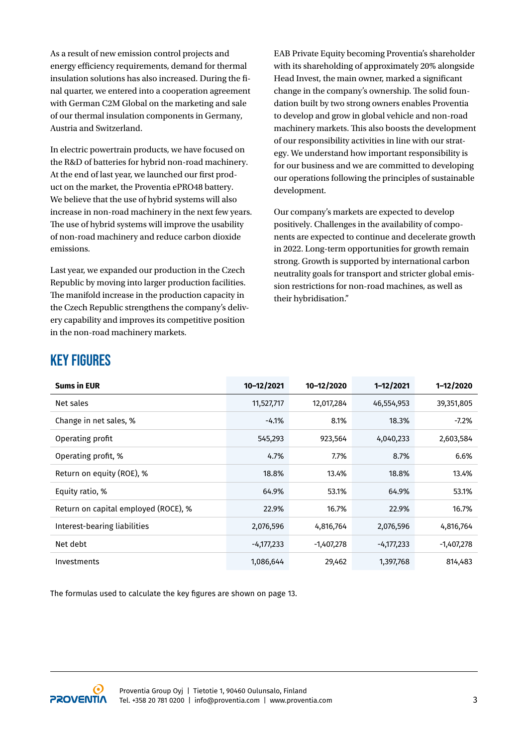As a result of new emission control projects and energy efficiency requirements, demand for thermal insulation solutions has also increased. During the final quarter, we entered into a cooperation agreement with German C2M Global on the marketing and sale of our thermal insulation components in Germany, Austria and Switzerland.

In electric powertrain products, we have focused on the R&D of batteries for hybrid non-road machinery. At the end of last year, we launched our first product on the market, the Proventia ePRO48 battery. We believe that the use of hybrid systems will also increase in non-road machinery in the next few years. The use of hybrid systems will improve the usability of non-road machinery and reduce carbon dioxide emissions.

Last year, we expanded our production in the Czech Republic by moving into larger production facilities. The manifold increase in the production capacity in the Czech Republic strengthens the company's delivery capability and improves its competitive position in the non-road machinery markets.

EAB Private Equity becoming Proventia's shareholder with its shareholding of approximately 20% alongside Head Invest, the main owner, marked a significant change in the company's ownership. The solid foundation built by two strong owners enables Proventia to develop and grow in global vehicle and non-road machinery markets. This also boosts the development of our responsibility activities in line with our strategy. We understand how important responsibility is for our business and we are committed to developing our operations following the principles of sustainable development.

Our company's markets are expected to develop positively. Challenges in the availability of components are expected to continue and decelerate growth in 2022. Long-term opportunities for growth remain strong. Growth is supported by international carbon neutrality goals for transport and stricter global emission restrictions for non-road machines, as well as their hybridisation."

## KEY FIGURES

| Sums in EUR | 10–12/2021 | 10–12/2020 | 1–12/2021 | 1–12/2020 |
|---|---|---|---|---|
| Net sales | 11,527,717 | 12,017,284 | 46,554,953 | 39,351,805 |
| Change in net sales, % | -4.1% | 8.1% | 18.3% | -7.2% |
| Operating profit | 545,293 | 923,564 | 4,040,233 | 2,603,584 |
| Operating profit, % | 4.7% | 7.7% | 8.7% | 6.6% |
| Return on equity (ROE), % | 18.8% | 13.4% | 18.8% | 13.4% |
| Equity ratio, % | 64.9% | 53.1% | 64.9% | 53.1% |
| Return on capital employed (ROCE), % | 22.9% | 16.7% | 22.9% | 16.7% |
| Interest-bearing liabilities | 2,076,596 | 4,816,764 | 2,076,596 | 4,816,764 |
| Net debt | -4,177,233 | -1,407,278 | -4,177,233 | -1,407,278 |
| Investments | 1,086,644 | 29,462 | 1,397,768 | 814,483 |

The formulas used to calculate the key figures are shown on page 13.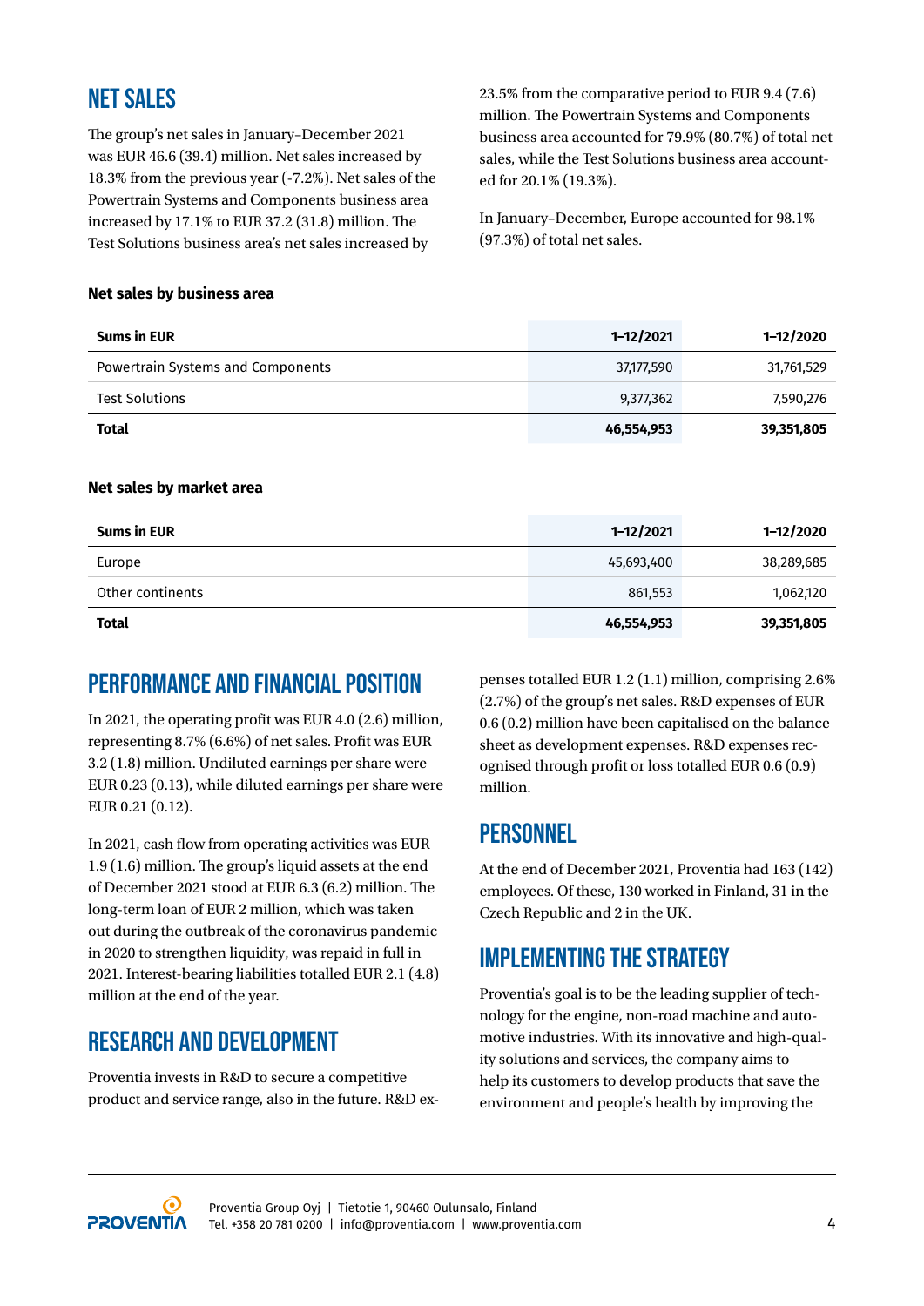## NET SALES

The group's net sales in January–December 2021 was EUR 46.6 (39.4) million. Net sales increased by 18.3% from the previous year (-7.2%). Net sales of the Powertrain Systems and Components business area increased by 17.1% to EUR 37.2 (31.8) million. The Test Solutions business area's net sales increased by 23.5% from the comparative period to EUR 9.4 (7.6) million. The Powertrain Systems and Components business area accounted for 79.9% (80.7%) of total net sales, while the Test Solutions business area accounted for 20.1% (19.3%).

In January–December, Europe accounted for 98.1% (97.3%) of total net sales.

**Net sales by business area**

| **Sums in EUR** | **1–12/2021** | **1–12/2020** |
|---|---|---|
| Powertrain Systems and Components | 37,177,590 | 31,761,529 |
| Test Solutions | 9,377,362 | 7,590,276 |
| **Total** | **46,554,953** | **39,351,805** |

**Net sales by market area**

| **Sums in EUR** | **1–12/2021** | **1–12/2020** |
|---|---|---|
| Europe | 45,693,400 | 38,289,685 |
| Other continents | 861,553 | 1,062,120 |
| **Total** | **46,554,953** | **39,351,805** |

## PERFORMANCE AND FINANCIAL POSITION

In 2021, the operating profit was EUR 4.0 (2.6) million, representing 8.7% (6.6%) of net sales. Profit was EUR 3.2 (1.8) million. Undiluted earnings per share were EUR 0.23 (0.13), while diluted earnings per share were EUR 0.21 (0.12).

In 2021, cash flow from operating activities was EUR 1.9 (1.6) million. The group's liquid assets at the end of December 2021 stood at EUR 6.3 (6.2) million. The long-term loan of EUR 2 million, which was taken out during the outbreak of the coronavirus pandemic in 2020 to strengthen liquidity, was repaid in full in 2021. Interest-bearing liabilities totalled EUR 2.1 (4.8) million at the end of the year.

## RESEARCH AND DEVELOPMENT

Proventia invests in R&D to secure a competitive product and service range, also in the future. R&D expenses totalled EUR 1.2 (1.1) million, comprising 2.6% (2.7%) of the group's net sales. R&D expenses of EUR 0.6 (0.2) million have been capitalised on the balance sheet as development expenses. R&D expenses recognised through profit or loss totalled EUR 0.6 (0.9) million.

## PERSONNEL

At the end of December 2021, Proventia had 163 (142) employees. Of these, 130 worked in Finland, 31 in the Czech Republic and 2 in the UK.

## IMPLEMENTING THE STRATEGY

Proventia's goal is to be the leading supplier of technology for the engine, non-road machine and automotive industries. With its innovative and high-quality solutions and services, the company aims to help its customers to develop products that save the environment and people's health by improving the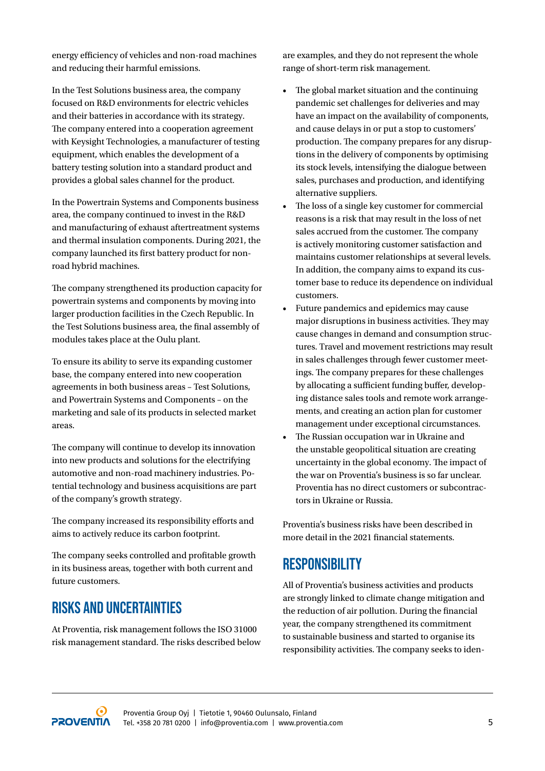energy efficiency of vehicles and non-road machines and reducing their harmful emissions.

In the Test Solutions business area, the company focused on R&D environments for electric vehicles and their batteries in accordance with its strategy. The company entered into a cooperation agreement with Keysight Technologies, a manufacturer of testing equipment, which enables the development of a battery testing solution into a standard product and provides a global sales channel for the product.

In the Powertrain Systems and Components business area, the company continued to invest in the R&D and manufacturing of exhaust aftertreatment systems and thermal insulation components. During 2021, the company launched its first battery product for non-road hybrid machines.

The company strengthened its production capacity for powertrain systems and components by moving into larger production facilities in the Czech Republic. In the Test Solutions business area, the final assembly of modules takes place at the Oulu plant.

To ensure its ability to serve its expanding customer base, the company entered into new cooperation agreements in both business areas – Test Solutions, and Powertrain Systems and Components – on the marketing and sale of its products in selected market areas.

The company will continue to develop its innovation into new products and solutions for the electrifying automotive and non-road machinery industries. Potential technology and business acquisitions are part of the company's growth strategy.

The company increased its responsibility efforts and aims to actively reduce its carbon footprint.

The company seeks controlled and profitable growth in its business areas, together with both current and future customers.

## RISKS AND UNCERTAINTIES

At Proventia, risk management follows the ISO 31000 risk management standard. The risks described below are examples, and they do not represent the whole range of short-term risk management.

- The global market situation and the continuing pandemic set challenges for deliveries and may have an impact on the availability of components, and cause delays in or put a stop to customers' production. The company prepares for any disruptions in the delivery of components by optimising its stock levels, intensifying the dialogue between sales, purchases and production, and identifying alternative suppliers.
- The loss of a single key customer for commercial reasons is a risk that may result in the loss of net sales accrued from the customer. The company is actively monitoring customer satisfaction and maintains customer relationships at several levels. In addition, the company aims to expand its customer base to reduce its dependence on individual customers.
- Future pandemics and epidemics may cause major disruptions in business activities. They may cause changes in demand and consumption structures. Travel and movement restrictions may result in sales challenges through fewer customer meetings. The company prepares for these challenges by allocating a sufficient funding buffer, developing distance sales tools and remote work arrangements, and creating an action plan for customer management under exceptional circumstances.
- The Russian occupation war in Ukraine and the unstable geopolitical situation are creating uncertainty in the global economy. The impact of the war on Proventia's business is so far unclear. Proventia has no direct customers or subcontractors in Ukraine or Russia.

Proventia's business risks have been described in more detail in the 2021 financial statements.

## RESPONSIBILITY

All of Proventia's business activities and products are strongly linked to climate change mitigation and the reduction of air pollution. During the financial year, the company strengthened its commitment to sustainable business and started to organise its responsibility activities. The company seeks to iden-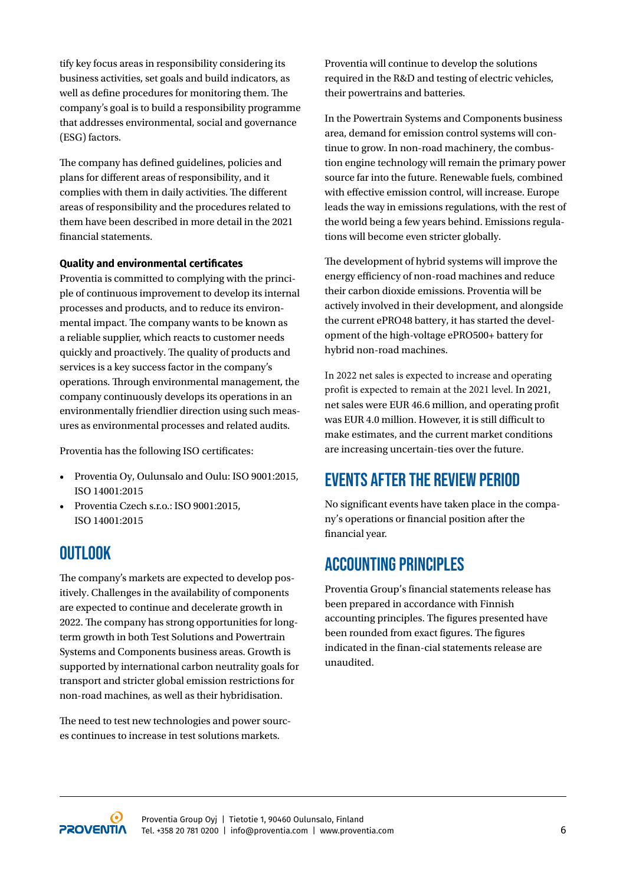tify key focus areas in responsibility considering its business activities, set goals and build indicators, as well as define procedures for monitoring them. The company's goal is to build a responsibility programme that addresses environmental, social and governance (ESG) factors.

The company has defined guidelines, policies and plans for different areas of responsibility, and it complies with them in daily activities. The different areas of responsibility and the procedures related to them have been described in more detail in the 2021 financial statements.

**Quality and environmental certificates**

Proventia is committed to complying with the principle of continuous improvement to develop its internal processes and products, and to reduce its environmental impact. The company wants to be known as a reliable supplier, which reacts to customer needs quickly and proactively. The quality of products and services is a key success factor in the company's operations. Through environmental management, the company continuously develops its operations in an environmentally friendlier direction using such measures as environmental processes and related audits.

Proventia has the following ISO certificates:

- Proventia Oy, Oulunsalo and Oulu: ISO 9001:2015, ISO 14001:2015
- Proventia Czech s.r.o.: ISO 9001:2015, ISO 14001:2015

## OUTLOOK

The company's markets are expected to develop positively. Challenges in the availability of components are expected to continue and decelerate growth in 2022. The company has strong opportunities for long-term growth in both Test Solutions and Powertrain Systems and Components business areas. Growth is supported by international carbon neutrality goals for transport and stricter global emission restrictions for non-road machines, as well as their hybridisation.

The need to test new technologies and power sources continues to increase in test solutions markets. Proventia will continue to develop the solutions required in the R&D and testing of electric vehicles, their powertrains and batteries.

In the Powertrain Systems and Components business area, demand for emission control systems will continue to grow. In non-road machinery, the combustion engine technology will remain the primary power source far into the future. Renewable fuels, combined with effective emission control, will increase. Europe leads the way in emissions regulations, with the rest of the world being a few years behind. Emissions regulations will become even stricter globally.

The development of hybrid systems will improve the energy efficiency of non-road machines and reduce their carbon dioxide emissions. Proventia will be actively involved in their development, and alongside the current ePRO48 battery, it has started the development of the high-voltage ePRO500+ battery for hybrid non-road machines.

In 2022 net sales is expected to increase and operating profit is expected to remain at the 2021 level. In 2021, net sales were EUR 46.6 million, and operating profit was EUR 4.0 million. However, it is still difficult to make estimates, and the current market conditions are increasing uncertain-ties over the future.

## EVENTS AFTER THE REVIEW PERIOD

No significant events have taken place in the company's operations or financial position after the financial year.

## ACCOUNTING PRINCIPLES

Proventia Group's financial statements release has been prepared in accordance with Finnish accounting principles. The figures presented have been rounded from exact figures. The figures indicated in the finan-cial statements release are unaudited.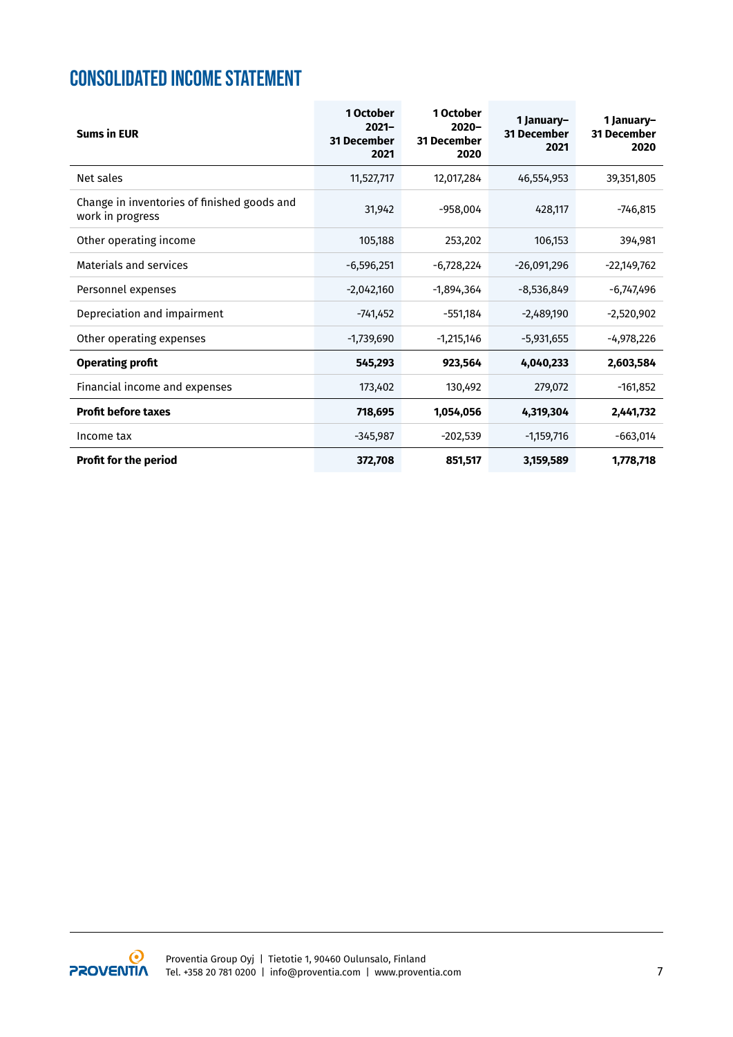# CONSOLIDATED INCOME STATEMENT

| Sums in EUR | 1 October 2021– 31 December 2021 | 1 October 2020– 31 December 2020 | 1 January– 31 December 2021 | 1 January– 31 December 2020 |
|---|---|---|---|---|
| Net sales | 11,527,717 | 12,017,284 | 46,554,953 | 39,351,805 |
| Change in inventories of finished goods and work in progress | 31,942 | -958,004 | 428,117 | -746,815 |
| Other operating income | 105,188 | 253,202 | 106,153 | 394,981 |
| Materials and services | -6,596,251 | -6,728,224 | -26,091,296 | -22,149,762 |
| Personnel expenses | -2,042,160 | -1,894,364 | -8,536,849 | -6,747,496 |
| Depreciation and impairment | -741,452 | -551,184 | -2,489,190 | -2,520,902 |
| Other operating expenses | -1,739,690 | -1,215,146 | -5,931,655 | -4,978,226 |
| **Operating profit** | **545,293** | **923,564** | **4,040,233** | **2,603,584** |
| Financial income and expenses | 173,402 | 130,492 | 279,072 | -161,852 |
| **Profit before taxes** | **718,695** | **1,054,056** | **4,319,304** | **2,441,732** |
| Income tax | -345,987 | -202,539 | -1,159,716 | -663,014 |
| **Profit for the period** | **372,708** | **851,517** | **3,159,589** | **1,778,718** |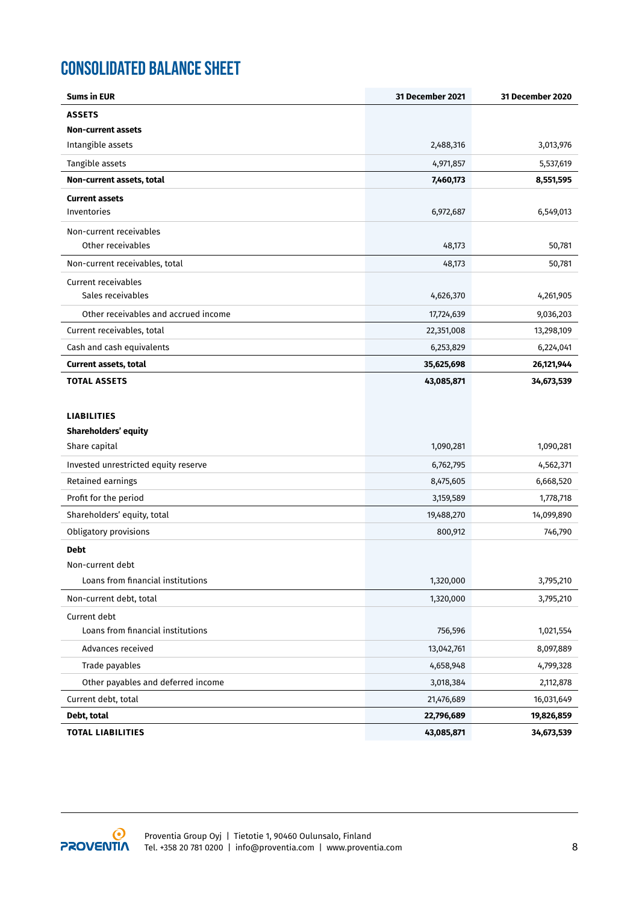# CONSOLIDATED BALANCE SHEET

| Sums in EUR | 31 December 2021 | 31 December 2020 |
|---|---|---|
| **ASSETS** | | |
| **Non-current assets** | | |
| Intangible assets | 2,488,316 | 3,013,976 |
| Tangible assets | 4,971,857 | 5,537,619 |
| **Non-current assets, total** | **7,460,173** | **8,551,595** |
| **Current assets** | | |
| Inventories | 6,972,687 | 6,549,013 |
| Non-current receivables | | |
| Other receivables | 48,173 | 50,781 |
| Non-current receivables, total | 48,173 | 50,781 |
| Current receivables | | |
| Sales receivables | 4,626,370 | 4,261,905 |
| Other receivables and accrued income | 17,724,639 | 9,036,203 |
| Current receivables, total | 22,351,008 | 13,298,109 |
| Cash and cash equivalents | 6,253,829 | 6,224,041 |
| **Current assets, total** | **35,625,698** | **26,121,944** |
| **TOTAL ASSETS** | **43,085,871** | **34,673,539** |
| | | |
| **LIABILITIES** | | |
| **Shareholders' equity** | | |
| Share capital | 1,090,281 | 1,090,281 |
| Invested unrestricted equity reserve | 6,762,795 | 4,562,371 |
| Retained earnings | 8,475,605 | 6,668,520 |
| Profit for the period | 3,159,589 | 1,778,718 |
| Shareholders' equity, total | 19,488,270 | 14,099,890 |
| Obligatory provisions | 800,912 | 746,790 |
| **Debt** | | |
| Non-current debt | | |
| Loans from financial institutions | 1,320,000 | 3,795,210 |
| Non-current debt, total | 1,320,000 | 3,795,210 |
| Current debt | | |
| Loans from financial institutions | 756,596 | 1,021,554 |
| Advances received | 13,042,761 | 8,097,889 |
| Trade payables | 4,658,948 | 4,799,328 |
| Other payables and deferred income | 3,018,384 | 2,112,878 |
| Current debt, total | 21,476,689 | 16,031,649 |
| **Debt, total** | **22,796,689** | **19,826,859** |
| **TOTAL LIABILITIES** | **43,085,871** | **34,673,539** |

Proventia Group Oyj | Tietotie 1, 90460 Oulunsalo, Finland
Tel. +358 20 781 0200 | info@proventia.com | www.proventia.com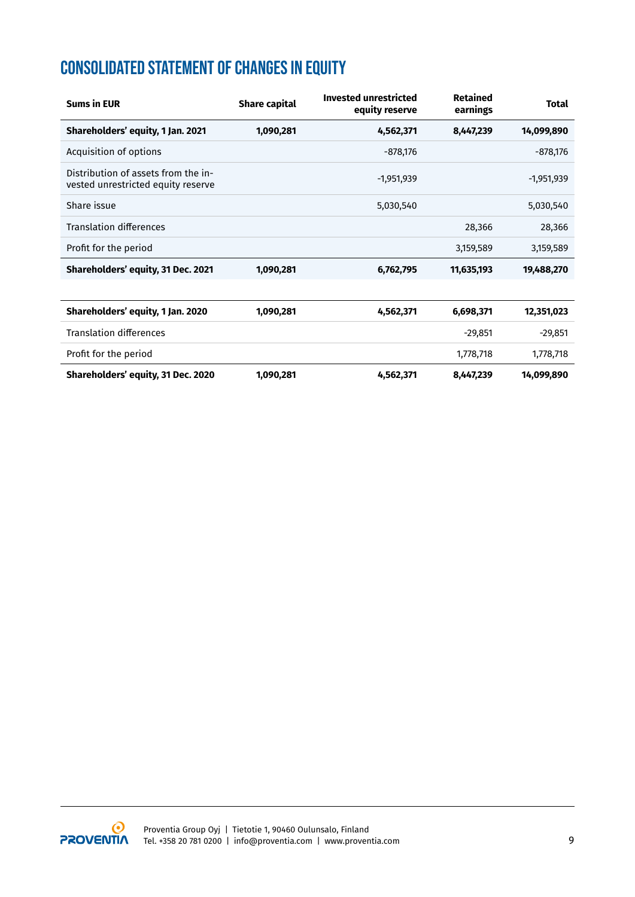# CONSOLIDATED STATEMENT OF CHANGES IN EQUITY

| Sums in EUR | Share capital | Invested unrestricted equity reserve | Retained earnings | Total |
|---|---|---|---|---|
| **Shareholders' equity, 1 Jan. 2021** | **1,090,281** | **4,562,371** | **8,447,239** | **14,099,890** |
| Acquisition of options | | -878,176 | | -878,176 |
| Distribution of assets from the invested unrestricted equity reserve | | -1,951,939 | | -1,951,939 |
| Share issue | | 5,030,540 | | 5,030,540 |
| Translation differences | | | 28,366 | 28,366 |
| Profit for the period | | | 3,159,589 | 3,159,589 |
| **Shareholders' equity, 31 Dec. 2021** | **1,090,281** | **6,762,795** | **11,635,193** | **19,488,270** |
| | | | | |
| **Shareholders' equity, 1 Jan. 2020** | **1,090,281** | **4,562,371** | **6,698,371** | **12,351,023** |
| Translation differences | | | -29,851 | -29,851 |
| Profit for the period | | | 1,778,718 | 1,778,718 |
| **Shareholders' equity, 31 Dec. 2020** | **1,090,281** | **4,562,371** | **8,447,239** | **14,099,890** |

Proventia Group Oyj | Tietotie 1, 90460 Oulunsalo, Finland
Tel. +358 20 781 0200 | info@proventia.com | www.proventia.com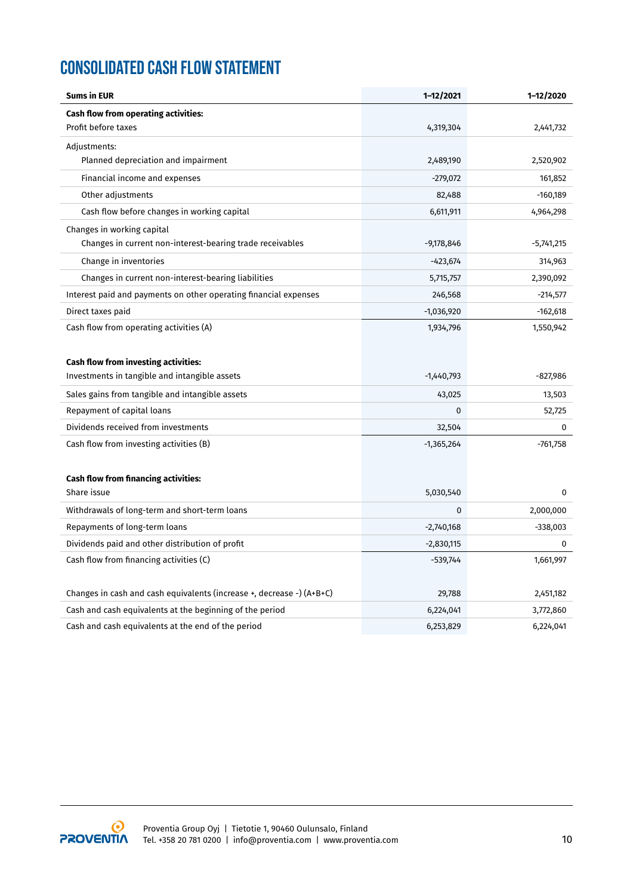# CONSOLIDATED CASH FLOW STATEMENT

| Sums in EUR | 1–12/2021 | 1–12/2020 |
|---|---|---|
| **Cash flow from operating activities:** | | |
| Profit before taxes | 4,319,304 | 2,441,732 |
| Adjustments: | | |
| Planned depreciation and impairment | 2,489,190 | 2,520,902 |
| Financial income and expenses | -279,072 | 161,852 |
| Other adjustments | 82,488 | -160,189 |
| Cash flow before changes in working capital | 6,611,911 | 4,964,298 |
| Changes in working capital | | |
| Changes in current non-interest-bearing trade receivables | -9,178,846 | -5,741,215 |
| Change in inventories | -423,674 | 314,963 |
| Changes in current non-interest-bearing liabilities | 5,715,757 | 2,390,092 |
| Interest paid and payments on other operating financial expenses | 246,568 | -214,577 |
| Direct taxes paid | -1,036,920 | -162,618 |
| Cash flow from operating activities (A) | 1,934,796 | 1,550,942 |
| | | |
| **Cash flow from investing activities:** | | |
| Investments in tangible and intangible assets | -1,440,793 | -827,986 |
| Sales gains from tangible and intangible assets | 43,025 | 13,503 |
| Repayment of capital loans | 0 | 52,725 |
| Dividends received from investments | 32,504 | 0 |
| Cash flow from investing activities (B) | -1,365,264 | -761,758 |
| | | |
| **Cash flow from financing activities:** | | |
| Share issue | 5,030,540 | 0 |
| Withdrawals of long-term and short-term loans | 0 | 2,000,000 |
| Repayments of long-term loans | -2,740,168 | -338,003 |
| Dividends paid and other distribution of profit | -2,830,115 | 0 |
| Cash flow from financing activities (C) | -539,744 | 1,661,997 |
| | | |
| Changes in cash and cash equivalents (increase +, decrease -) (A+B+C) | 29,788 | 2,451,182 |
| Cash and cash equivalents at the beginning of the period | 6,224,041 | 3,772,860 |
| Cash and cash equivalents at the end of the period | 6,253,829 | 6,224,041 |

Proventia Group Oyj | Tietotie 1, 90460 Oulunsalo, Finland
Tel. +358 20 781 0200 | info@proventia.com | www.proventia.com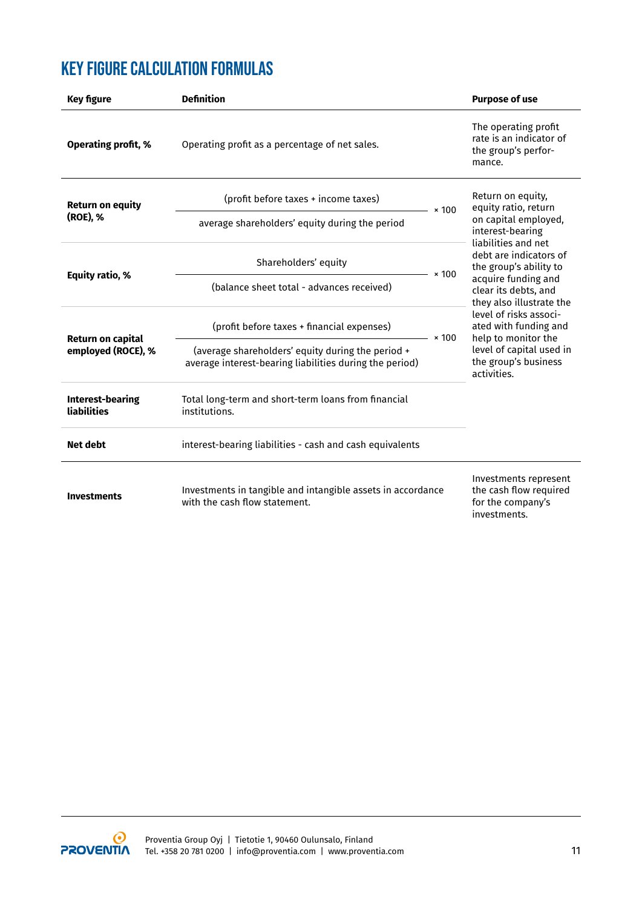# KEY FIGURE CALCULATION FORMULAS

| Key figure | Definition | Purpose of use |
|---|---|---|
| **Operating profit, %** | Operating profit as a percentage of net sales. | The operating profit rate is an indicator of the group's performance. |
| **Return on equity (ROE), %** | $\frac{\text{(profit before taxes + income taxes)}}{\text{average shareholders' equity during the period}} \times 100$ | Return on equity, equity ratio, return on capital employed, interest-bearing liabilities and net debt are indicators of the group's ability to acquire funding and clear its debts, and they also illustrate the level of risks associated with funding and help to monitor the level of capital used in the group's business activities. |
| **Equity ratio, %** | $\frac{\text{Shareholders' equity}}{\text{(balance sheet total - advances received)}} \times 100$ | |
| **Return on capital employed (ROCE), %** | $\frac{\text{(profit before taxes + financial expenses)}}{\text{(average shareholders' equity during the period + average interest-bearing liabilities during the period)}} \times 100$ | |
| **Interest-bearing liabilities** | Total long-term and short-term loans from financial institutions. | |
| **Net debt** | interest-bearing liabilities - cash and cash equivalents | |
| **Investments** | Investments in tangible and intangible assets in accordance with the cash flow statement. | Investments represent the cash flow required for the company's investments. |

Proventia Group Oyj | Tietotie 1, 90460 Oulunsalo, Finland
Tel. +358 20 781 0200 | info@proventia.com | www.proventia.com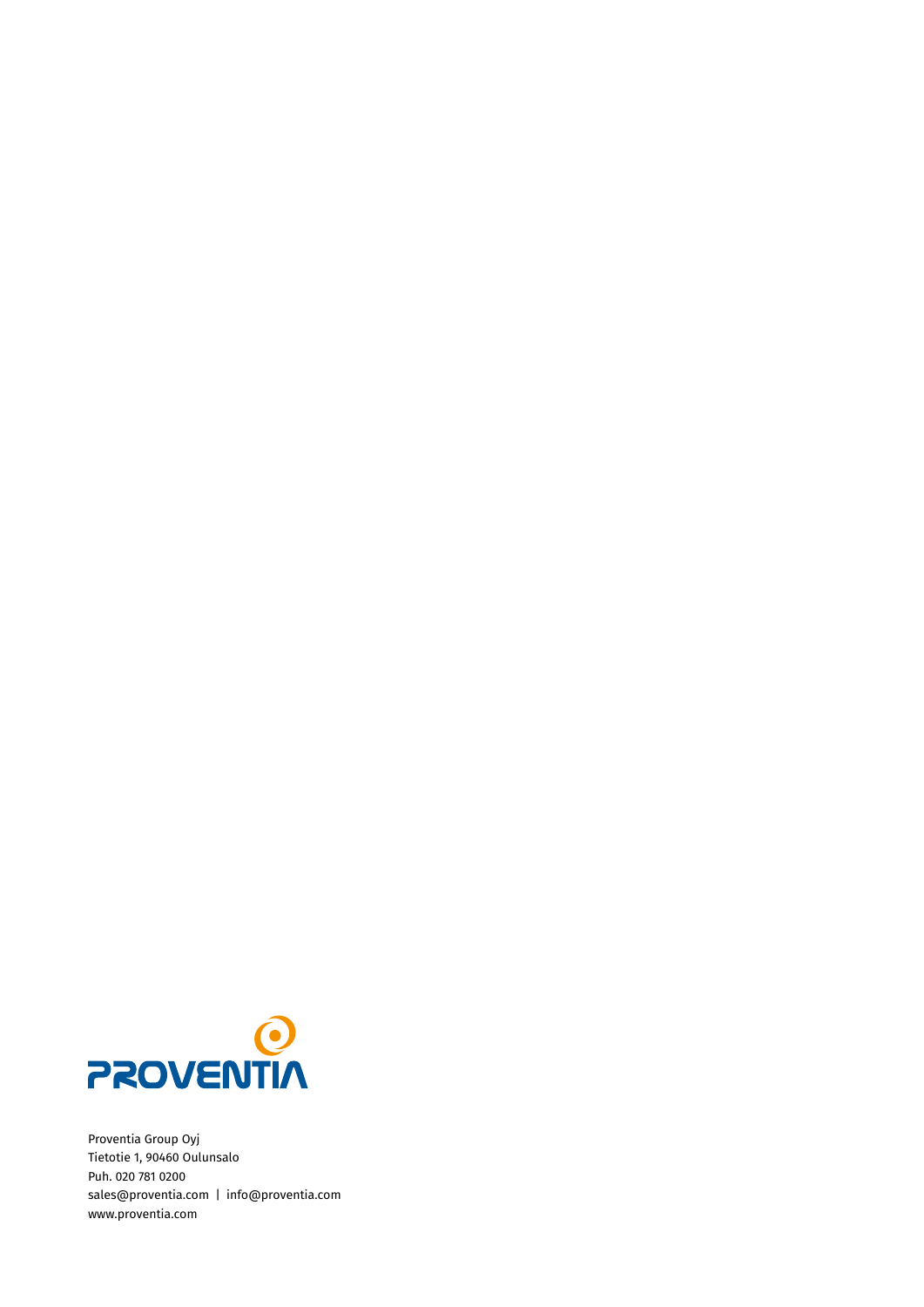PROVENTIA

Proventia Group Oyj
Tietotie 1, 90460 Oulunsalo
Puh. 020 781 0200
sales@proventia.com | info@proventia.com
www.proventia.com